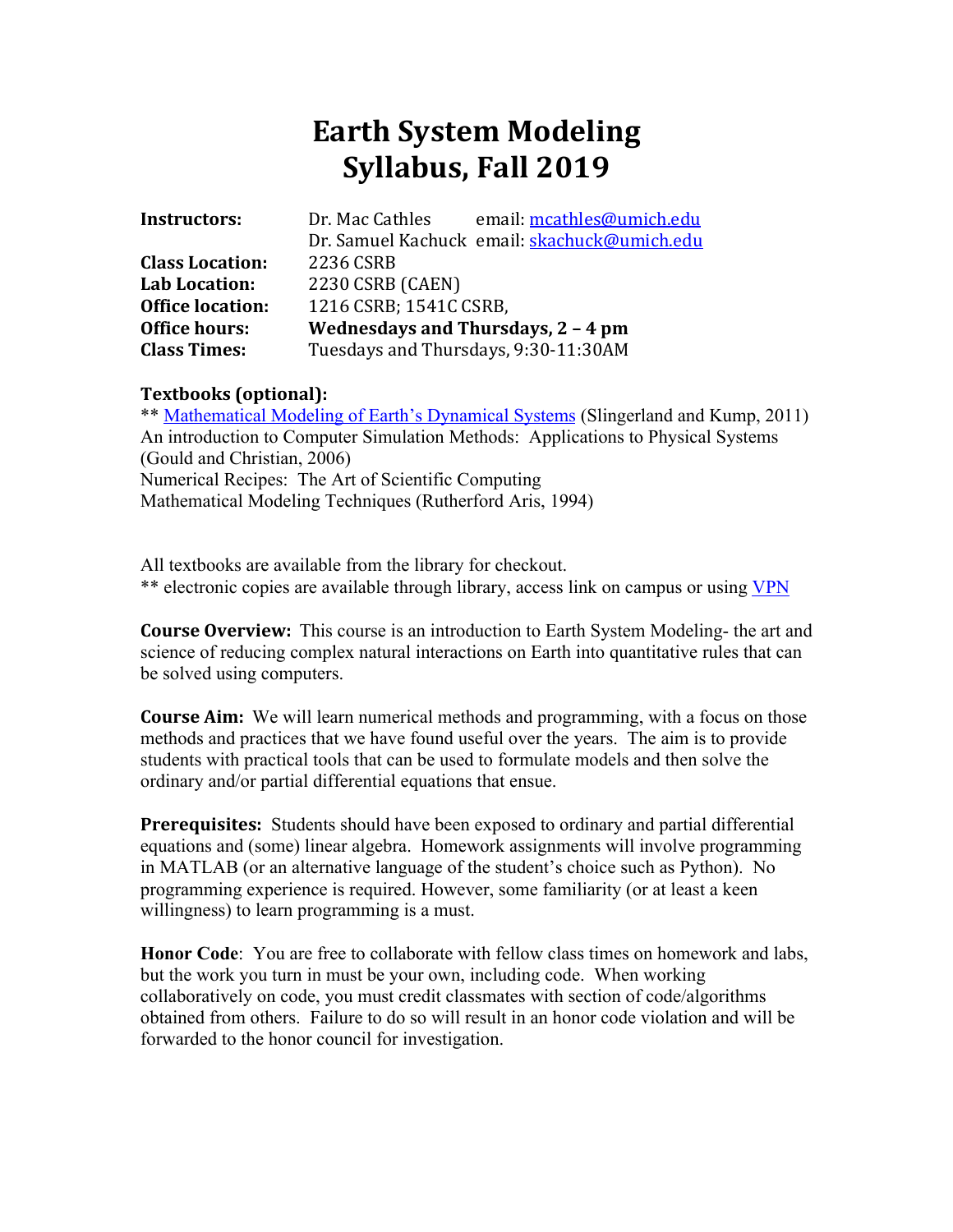# Earth System Modeling
# Syllabus, Fall 2019

| | |
|---|---|
| **Instructors:** | Dr. Mac Cathles email: [mcathles@umich.edu](mailto:mcathles@umich.edu) |
| | Dr. Samuel Kachuck email: [skachuck@umich.edu](mailto:skachuck@umich.edu) |
| **Class Location:** | 2236 CSRB |
| **Lab Location:** | 2230 CSRB (CAEN) |
| **Office location:** | 1216 CSRB; 1541C CSRB, |
| **Office hours:** | **Wednesdays and Thursdays, 2 – 4 pm** |
| **Class Times:** | Tuesdays and Thursdays, 9:30-11:30AM |

### Textbooks (optional):

** Mathematical Modeling of Earth's Dynamical Systems (Slingerland and Kump, 2011)
An introduction to Computer Simulation Methods: Applications to Physical Systems (Gould and Christian, 2006)
Numerical Recipes: The Art of Scientific Computing
Mathematical Modeling Techniques (Rutherford Aris, 1994)

All textbooks are available from the library for checkout.
** electronic copies are available through library, access link on campus or using VPN

**Course Overview:** This course is an introduction to Earth System Modeling- the art and science of reducing complex natural interactions on Earth into quantitative rules that can be solved using computers.

**Course Aim:** We will learn numerical methods and programming, with a focus on those methods and practices that we have found useful over the years. The aim is to provide students with practical tools that can be used to formulate models and then solve the ordinary and/or partial differential equations that ensue.

**Prerequisites:** Students should have been exposed to ordinary and partial differential equations and (some) linear algebra. Homework assignments will involve programming in MATLAB (or an alternative language of the student's choice such as Python). No programming experience is required. However, some familiarity (or at least a keen willingness) to learn programming is a must.

**Honor Code**: You are free to collaborate with fellow class times on homework and labs, but the work you turn in must be your own, including code. When working collaboratively on code, you must credit classmates with section of code/algorithms obtained from others. Failure to do so will result in an honor code violation and will be forwarded to the honor council for investigation.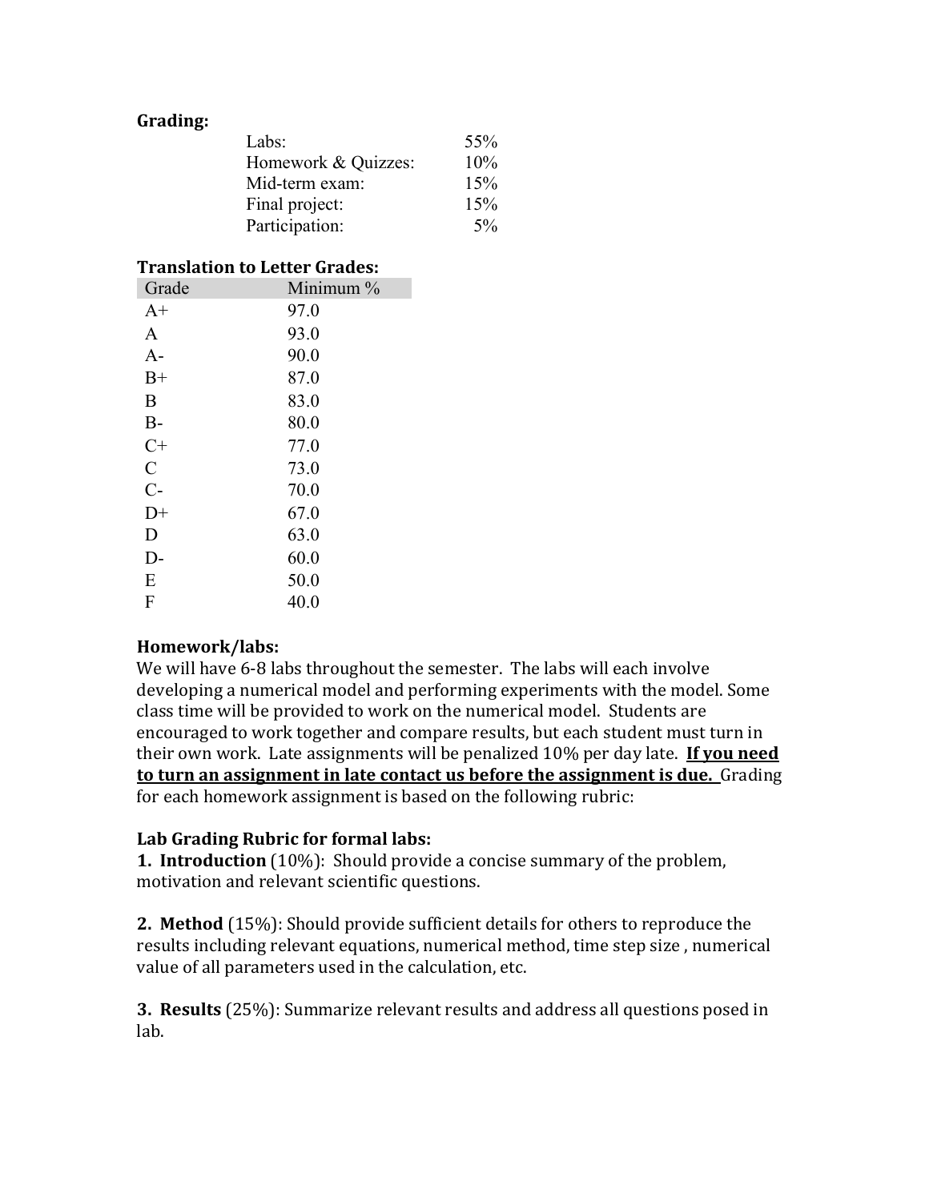**Grading:**

| | |
|---|---|
| Labs: | 55% |
| Homework & Quizzes: | 10% |
| Mid-term exam: | 15% |
| Final project: | 15% |
| Participation: | 5% |

**Translation to Letter Grades:**

| Grade | Minimum % |
|---|---|
| A+ | 97.0 |
| A | 93.0 |
| A- | 90.0 |
| B+ | 87.0 |
| B | 83.0 |
| B- | 80.0 |
| C+ | 77.0 |
| C | 73.0 |
| C- | 70.0 |
| D+ | 67.0 |
| D | 63.0 |
| D- | 60.0 |
| E | 50.0 |
| F | 40.0 |

**Homework/labs:**

We will have 6-8 labs throughout the semester. The labs will each involve developing a numerical model and performing experiments with the model. Some class time will be provided to work on the numerical model. Students are encouraged to work together and compare results, but each student must turn in their own work. Late assignments will be penalized 10% per day late. **If you need to turn an assignment in late contact us before the assignment is due.** Grading for each homework assignment is based on the following rubric:

**Lab Grading Rubric for formal labs:**

**1. Introduction** (10%): Should provide a concise summary of the problem, motivation and relevant scientific questions.

**2. Method** (15%): Should provide sufficient details for others to reproduce the results including relevant equations, numerical method, time step size , numerical value of all parameters used in the calculation, etc.

**3. Results** (25%): Summarize relevant results and address all questions posed in lab.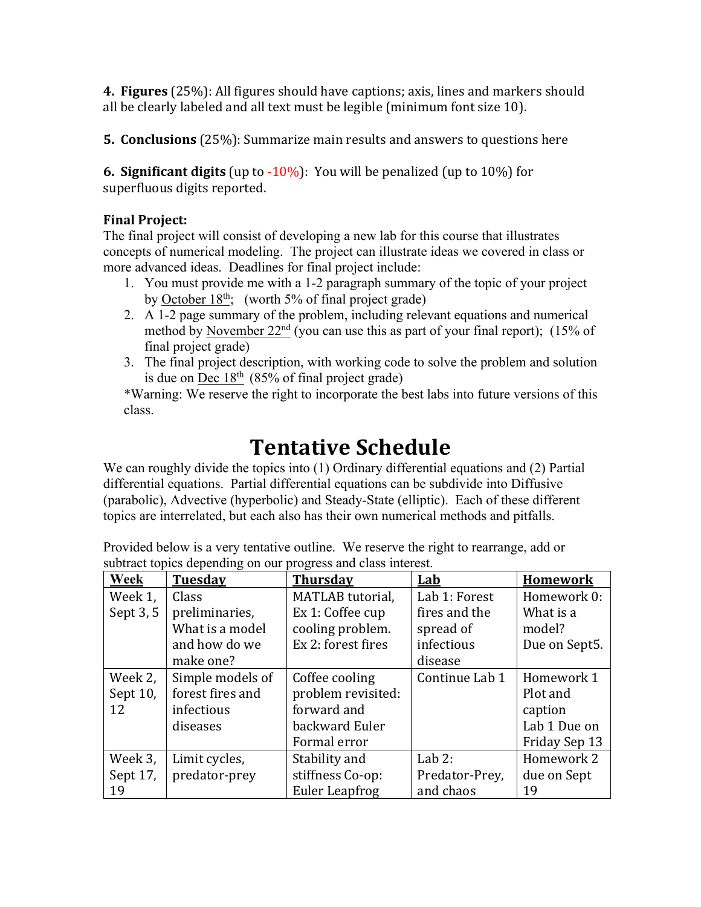**4. Figures** (25%): All figures should have captions; axis, lines and markers should all be clearly labeled and all text must be legible (minimum font size 10).

**5. Conclusions** (25%): Summarize main results and answers to questions here

**6. Significant digits** (up to -10%): You will be penalized (up to 10%) for superfluous digits reported.

**Final Project:**

The final project will consist of developing a new lab for this course that illustrates concepts of numerical modeling. The project can illustrate ideas we covered in class or more advanced ideas. Deadlines for final project include:

1. You must provide me with a 1-2 paragraph summary of the topic of your project by October 18th; (worth 5% of final project grade)
2. A 1-2 page summary of the problem, including relevant equations and numerical method by November 22nd (you can use this as part of your final report); (15% of final project grade)
3. The final project description, with working code to solve the problem and solution is due on Dec 18th (85% of final project grade)

*Warning: We reserve the right to incorporate the best labs into future versions of this class.

# Tentative Schedule

We can roughly divide the topics into (1) Ordinary differential equations and (2) Partial differential equations. Partial differential equations can be subdivide into Diffusive (parabolic), Advective (hyperbolic) and Steady-State (elliptic). Each of these different topics are interrelated, but each also has their own numerical methods and pitfalls.

Provided below is a very tentative outline. We reserve the right to rearrange, add or subtract topics depending on our progress and class interest.

| Week | Tuesday | Thursday | Lab | Homework |
|---|---|---|---|---|
| Week 1, Sept 3, 5 | Class preliminaries, What is a model and how do we make one? | MATLAB tutorial, Ex 1: Coffee cup cooling problem. Ex 2: forest fires | Lab 1: Forest fires and the spread of infectious disease | Homework 0: What is a model? Due on Sept5. |
| Week 2, Sept 10, 12 | Simple models of forest fires and infectious diseases | Coffee cooling problem revisited: forward and backward Euler Formal error | Continue Lab 1 | Homework 1 Plot and caption Lab 1 Due on Friday Sep 13 |
| Week 3, Sept 17, 19 | Limit cycles, predator-prey | Stability and stiffness Co-op: Euler Leapfrog | Lab 2: Predator-Prey, and chaos | Homework 2 due on Sept 19 |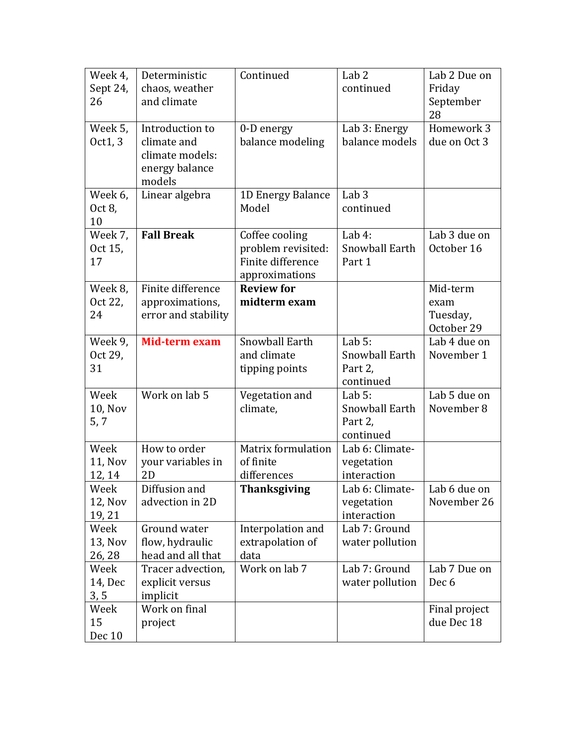| Week 4, Sept 24, 26 | Deterministic chaos, weather and climate | Continued | Lab 2 continued | Lab 2 Due on Friday September 28 |
|---|---|---|---|---|
| Week 5, Oct1, 3 | Introduction to climate and climate models: energy balance models | 0-D energy balance modeling | Lab 3: Energy balance models | Homework 3 due on Oct 3 |
| Week 6, Oct 8, 10 | Linear algebra | 1D Energy Balance Model | Lab 3 continued | |
| Week 7, Oct 15, 17 | **Fall Break** | Coffee cooling problem revisited: Finite difference approximations | Lab 4: Snowball Earth Part 1 | Lab 3 due on October 16 |
| Week 8, Oct 22, 24 | Finite difference approximations, error and stability | **Review for midterm exam** | | Mid-term exam Tuesday, October 29 |
| Week 9, Oct 29, 31 | **Mid-term exam** | Snowball Earth and climate tipping points | Lab 5: Snowball Earth Part 2, continued | Lab 4 due on November 1 |
| Week 10, Nov 5, 7 | Work on lab 5 | Vegetation and climate, | Lab 5: Snowball Earth Part 2, continued | Lab 5 due on November 8 |
| Week 11, Nov 12, 14 | How to order your variables in 2D | Matrix formulation of finite differences | Lab 6: Climate-vegetation interaction | |
| Week 12, Nov 19, 21 | Diffusion and advection in 2D | **Thanksgiving** | Lab 6: Climate-vegetation interaction | Lab 6 due on November 26 |
| Week 13, Nov 26, 28 | Ground water flow, hydraulic head and all that | Interpolation and extrapolation of data | Lab 7: Ground water pollution | |
| Week 14, Dec 3, 5 | Tracer advection, explicit versus implicit | Work on lab 7 | Lab 7: Ground water pollution | Lab 7 Due on Dec 6 |
| Week 15 Dec 10 | Work on final project | | | Final project due Dec 18 |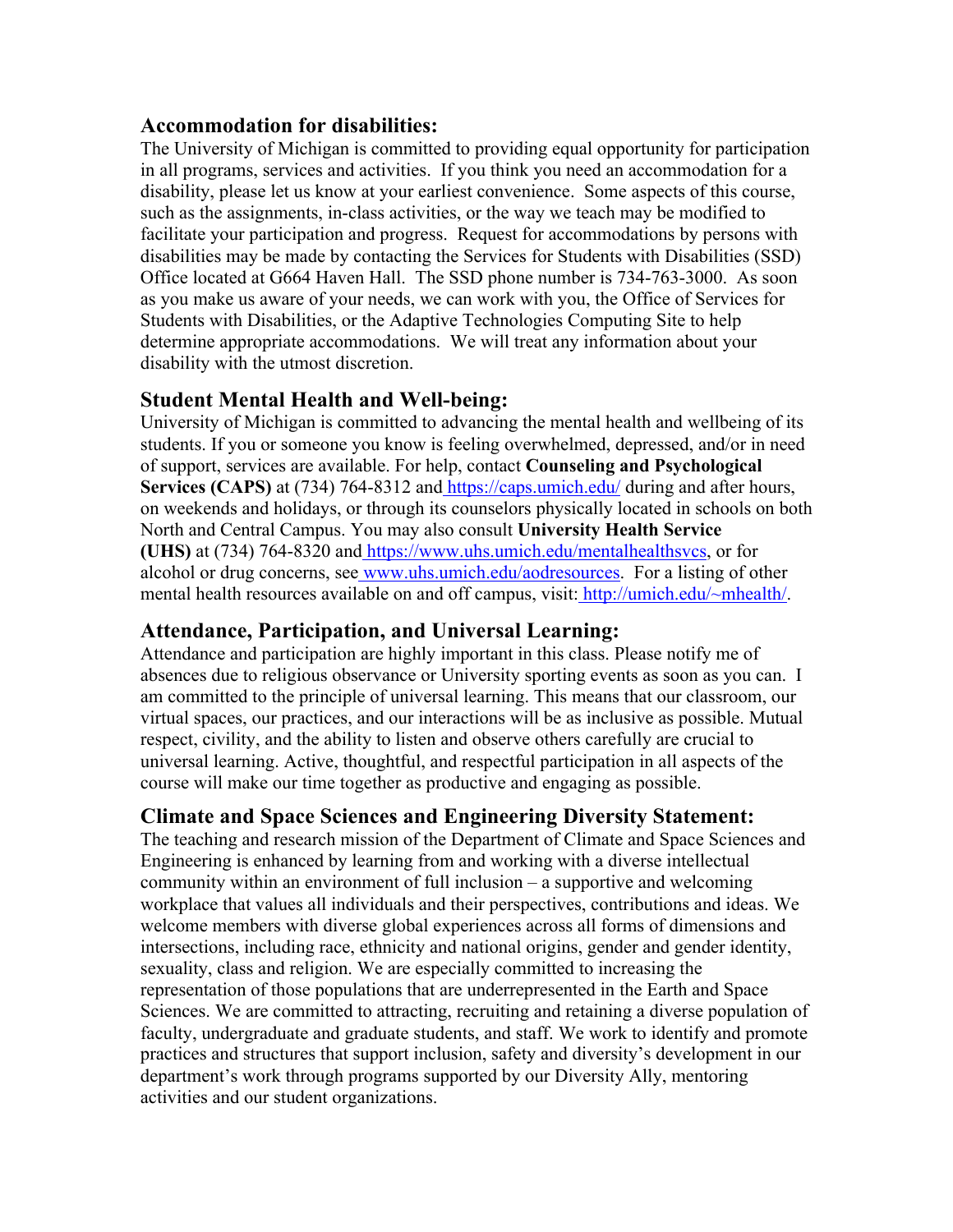## Accommodation for disabilities:

The University of Michigan is committed to providing equal opportunity for participation in all programs, services and activities. If you think you need an accommodation for a disability, please let us know at your earliest convenience. Some aspects of this course, such as the assignments, in-class activities, or the way we teach may be modified to facilitate your participation and progress. Request for accommodations by persons with disabilities may be made by contacting the Services for Students with Disabilities (SSD) Office located at G664 Haven Hall. The SSD phone number is 734-763-3000. As soon as you make us aware of your needs, we can work with you, the Office of Services for Students with Disabilities, or the Adaptive Technologies Computing Site to help determine appropriate accommodations. We will treat any information about your disability with the utmost discretion.

## Student Mental Health and Well-being:

University of Michigan is committed to advancing the mental health and wellbeing of its students. If you or someone you know is feeling overwhelmed, depressed, and/or in need of support, services are available. For help, contact **Counseling and Psychological Services (CAPS)** at (734) 764-8312 and https://caps.umich.edu/ during and after hours, on weekends and holidays, or through its counselors physically located in schools on both North and Central Campus. You may also consult **University Health Service (UHS)** at (734) 764-8320 and https://www.uhs.umich.edu/mentalhealthsvcs, or for alcohol or drug concerns, see www.uhs.umich.edu/aodresources. For a listing of other mental health resources available on and off campus, visit: http://umich.edu/~mhealth/.

## Attendance, Participation, and Universal Learning:

Attendance and participation are highly important in this class. Please notify me of absences due to religious observance or University sporting events as soon as you can. I am committed to the principle of universal learning. This means that our classroom, our virtual spaces, our practices, and our interactions will be as inclusive as possible. Mutual respect, civility, and the ability to listen and observe others carefully are crucial to universal learning. Active, thoughtful, and respectful participation in all aspects of the course will make our time together as productive and engaging as possible.

## Climate and Space Sciences and Engineering Diversity Statement:

The teaching and research mission of the Department of Climate and Space Sciences and Engineering is enhanced by learning from and working with a diverse intellectual community within an environment of full inclusion – a supportive and welcoming workplace that values all individuals and their perspectives, contributions and ideas. We welcome members with diverse global experiences across all forms of dimensions and intersections, including race, ethnicity and national origins, gender and gender identity, sexuality, class and religion. We are especially committed to increasing the representation of those populations that are underrepresented in the Earth and Space Sciences. We are committed to attracting, recruiting and retaining a diverse population of faculty, undergraduate and graduate students, and staff. We work to identify and promote practices and structures that support inclusion, safety and diversity's development in our department's work through programs supported by our Diversity Ally, mentoring activities and our student organizations.